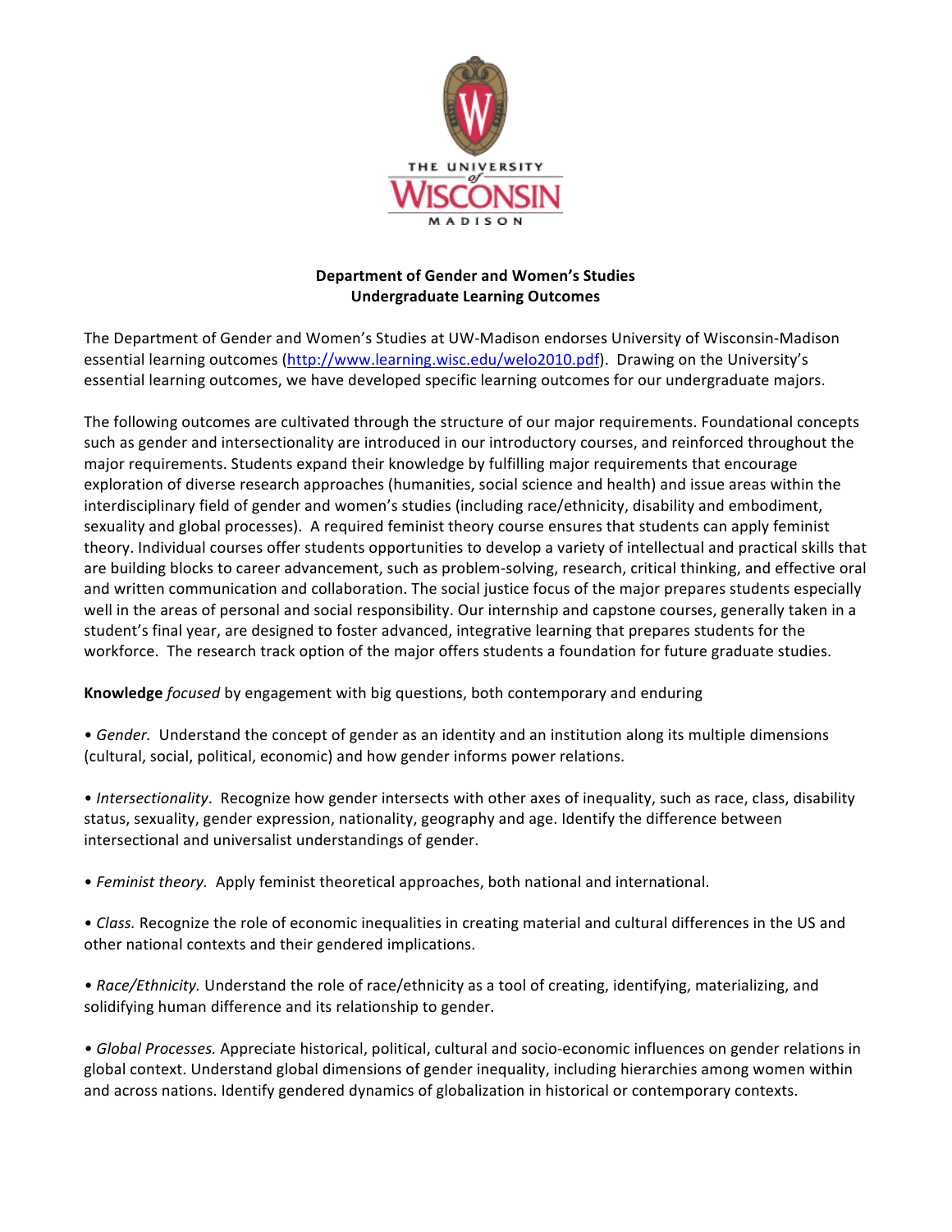**Department of Gender and Women's Studies**
**Undergraduate Learning Outcomes**

The Department of Gender and Women's Studies at UW-Madison endorses University of Wisconsin-Madison essential learning outcomes (http://www.learning.wisc.edu/welo2010.pdf). Drawing on the University's essential learning outcomes, we have developed specific learning outcomes for our undergraduate majors.

The following outcomes are cultivated through the structure of our major requirements. Foundational concepts such as gender and intersectionality are introduced in our introductory courses, and reinforced throughout the major requirements. Students expand their knowledge by fulfilling major requirements that encourage exploration of diverse research approaches (humanities, social science and health) and issue areas within the interdisciplinary field of gender and women's studies (including race/ethnicity, disability and embodiment, sexuality and global processes). A required feminist theory course ensures that students can apply feminist theory. Individual courses offer students opportunities to develop a variety of intellectual and practical skills that are building blocks to career advancement, such as problem-solving, research, critical thinking, and effective oral and written communication and collaboration. The social justice focus of the major prepares students especially well in the areas of personal and social responsibility. Our internship and capstone courses, generally taken in a student's final year, are designed to foster advanced, integrative learning that prepares students for the workforce. The research track option of the major offers students a foundation for future graduate studies.

**Knowledge** *focused* by engagement with big questions, both contemporary and enduring

• *Gender.* Understand the concept of gender as an identity and an institution along its multiple dimensions (cultural, social, political, economic) and how gender informs power relations.

• *Intersectionality*. Recognize how gender intersects with other axes of inequality, such as race, class, disability status, sexuality, gender expression, nationality, geography and age. Identify the difference between intersectional and universalist understandings of gender.

• *Feminist theory.* Apply feminist theoretical approaches, both national and international.

• *Class.* Recognize the role of economic inequalities in creating material and cultural differences in the US and other national contexts and their gendered implications.

• *Race/Ethnicity.* Understand the role of race/ethnicity as a tool of creating, identifying, materializing, and solidifying human difference and its relationship to gender.

• *Global Processes.* Appreciate historical, political, cultural and socio-economic influences on gender relations in global context. Understand global dimensions of gender inequality, including hierarchies among women within and across nations. Identify gendered dynamics of globalization in historical or contemporary contexts.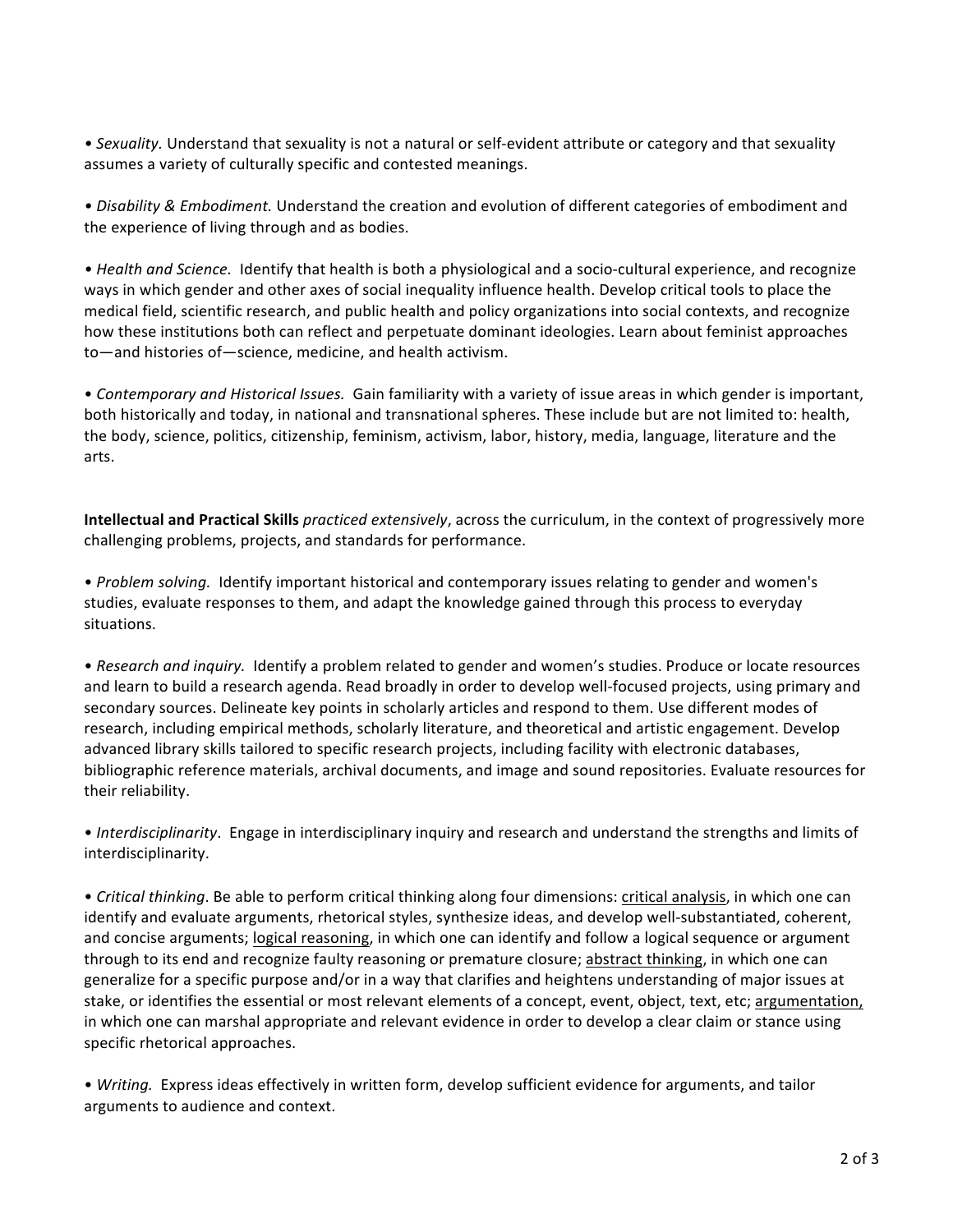• *Sexuality.* Understand that sexuality is not a natural or self-evident attribute or category and that sexuality assumes a variety of culturally specific and contested meanings.

• *Disability & Embodiment.* Understand the creation and evolution of different categories of embodiment and the experience of living through and as bodies.

• *Health and Science.* Identify that health is both a physiological and a socio-cultural experience, and recognize ways in which gender and other axes of social inequality influence health. Develop critical tools to place the medical field, scientific research, and public health and policy organizations into social contexts, and recognize how these institutions both can reflect and perpetuate dominant ideologies. Learn about feminist approaches to—and histories of—science, medicine, and health activism.

• *Contemporary and Historical Issues.* Gain familiarity with a variety of issue areas in which gender is important, both historically and today, in national and transnational spheres. These include but are not limited to: health, the body, science, politics, citizenship, feminism, activism, labor, history, media, language, literature and the arts.

**Intellectual and Practical Skills** *practiced extensively*, across the curriculum, in the context of progressively more challenging problems, projects, and standards for performance.

• *Problem solving.* Identify important historical and contemporary issues relating to gender and women's studies, evaluate responses to them, and adapt the knowledge gained through this process to everyday situations.

• *Research and inquiry.* Identify a problem related to gender and women's studies. Produce or locate resources and learn to build a research agenda. Read broadly in order to develop well-focused projects, using primary and secondary sources. Delineate key points in scholarly articles and respond to them. Use different modes of research, including empirical methods, scholarly literature, and theoretical and artistic engagement. Develop advanced library skills tailored to specific research projects, including facility with electronic databases, bibliographic reference materials, archival documents, and image and sound repositories. Evaluate resources for their reliability.

• *Interdisciplinarity*. Engage in interdisciplinary inquiry and research and understand the strengths and limits of interdisciplinarity.

• *Critical thinking*. Be able to perform critical thinking along four dimensions: <u>critical analysis</u>, in which one can identify and evaluate arguments, rhetorical styles, synthesize ideas, and develop well-substantiated, coherent, and concise arguments; <u>logical reasoning</u>, in which one can identify and follow a logical sequence or argument through to its end and recognize faulty reasoning or premature closure; <u>abstract thinking</u>, in which one can generalize for a specific purpose and/or in a way that clarifies and heightens understanding of major issues at stake, or identifies the essential or most relevant elements of a concept, event, object, text, etc; <u>argumentation,</u> in which one can marshal appropriate and relevant evidence in order to develop a clear claim or stance using specific rhetorical approaches.

• *Writing.* Express ideas effectively in written form, develop sufficient evidence for arguments, and tailor arguments to audience and context.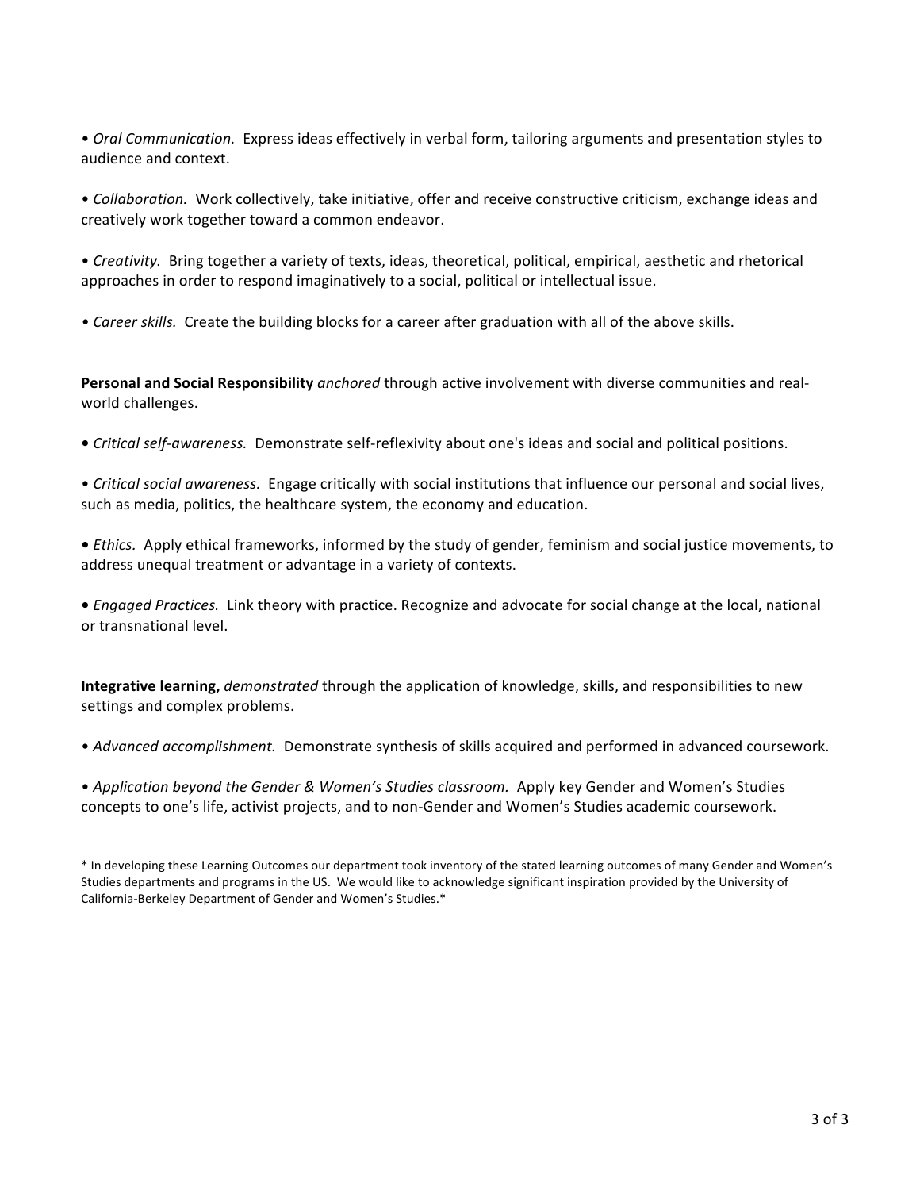• *Oral Communication.* Express ideas effectively in verbal form, tailoring arguments and presentation styles to audience and context.

• *Collaboration.* Work collectively, take initiative, offer and receive constructive criticism, exchange ideas and creatively work together toward a common endeavor.

• *Creativity.* Bring together a variety of texts, ideas, theoretical, political, empirical, aesthetic and rhetorical approaches in order to respond imaginatively to a social, political or intellectual issue.

• *Career skills.* Create the building blocks for a career after graduation with all of the above skills.

**Personal and Social Responsibility** *anchored* through active involvement with diverse communities and real-world challenges.

• *Critical self-awareness.* Demonstrate self-reflexivity about one's ideas and social and political positions.

• *Critical social awareness.* Engage critically with social institutions that influence our personal and social lives, such as media, politics, the healthcare system, the economy and education.

• *Ethics.* Apply ethical frameworks, informed by the study of gender, feminism and social justice movements, to address unequal treatment or advantage in a variety of contexts.

• *Engaged Practices.* Link theory with practice. Recognize and advocate for social change at the local, national or transnational level.

**Integrative learning,** *demonstrated* through the application of knowledge, skills, and responsibilities to new settings and complex problems.

• *Advanced accomplishment.* Demonstrate synthesis of skills acquired and performed in advanced coursework.

• *Application beyond the Gender & Women's Studies classroom.* Apply key Gender and Women's Studies concepts to one's life, activist projects, and to non-Gender and Women's Studies academic coursework.

* In developing these Learning Outcomes our department took inventory of the stated learning outcomes of many Gender and Women's Studies departments and programs in the US. We would like to acknowledge significant inspiration provided by the University of California-Berkeley Department of Gender and Women's Studies.*